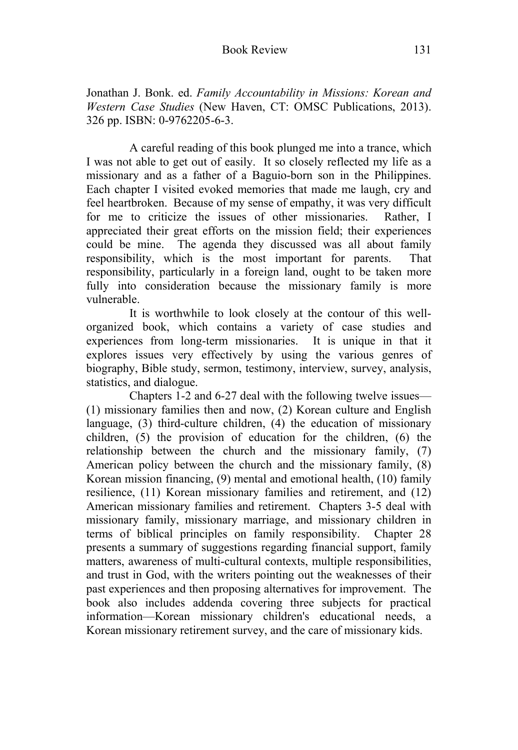Jonathan J. Bonk. ed. *Family Accountability in Missions: Korean and Western Case Studies* (New Haven, CT: OMSC Publications, 2013). 326 pp. ISBN: 0-9762205-6-3.

A careful reading of this book plunged me into a trance, which I was not able to get out of easily. It so closely reflected my life as a missionary and as a father of a Baguio-born son in the Philippines. Each chapter I visited evoked memories that made me laugh, cry and feel heartbroken. Because of my sense of empathy, it was very difficult for me to criticize the issues of other missionaries. Rather, I appreciated their great efforts on the mission field; their experiences could be mine. The agenda they discussed was all about family responsibility, which is the most important for parents. That responsibility, particularly in a foreign land, ought to be taken more fully into consideration because the missionary family is more vulnerable.

It is worthwhile to look closely at the contour of this well-organized book, which contains a variety of case studies and experiences from long-term missionaries. It is unique in that it explores issues very effectively by using the various genres of biography, Bible study, sermon, testimony, interview, survey, analysis, statistics, and dialogue.

Chapters 1-2 and 6-27 deal with the following twelve issues—(1) missionary families then and now, (2) Korean culture and English language, (3) third-culture children, (4) the education of missionary children, (5) the provision of education for the children, (6) the relationship between the church and the missionary family, (7) American policy between the church and the missionary family, (8) Korean mission financing, (9) mental and emotional health, (10) family resilience, (11) Korean missionary families and retirement, and (12) American missionary families and retirement. Chapters 3-5 deal with missionary family, missionary marriage, and missionary children in terms of biblical principles on family responsibility. Chapter 28 presents a summary of suggestions regarding financial support, family matters, awareness of multi-cultural contexts, multiple responsibilities, and trust in God, with the writers pointing out the weaknesses of their past experiences and then proposing alternatives for improvement. The book also includes addenda covering three subjects for practical information—Korean missionary children's educational needs, a Korean missionary retirement survey, and the care of missionary kids.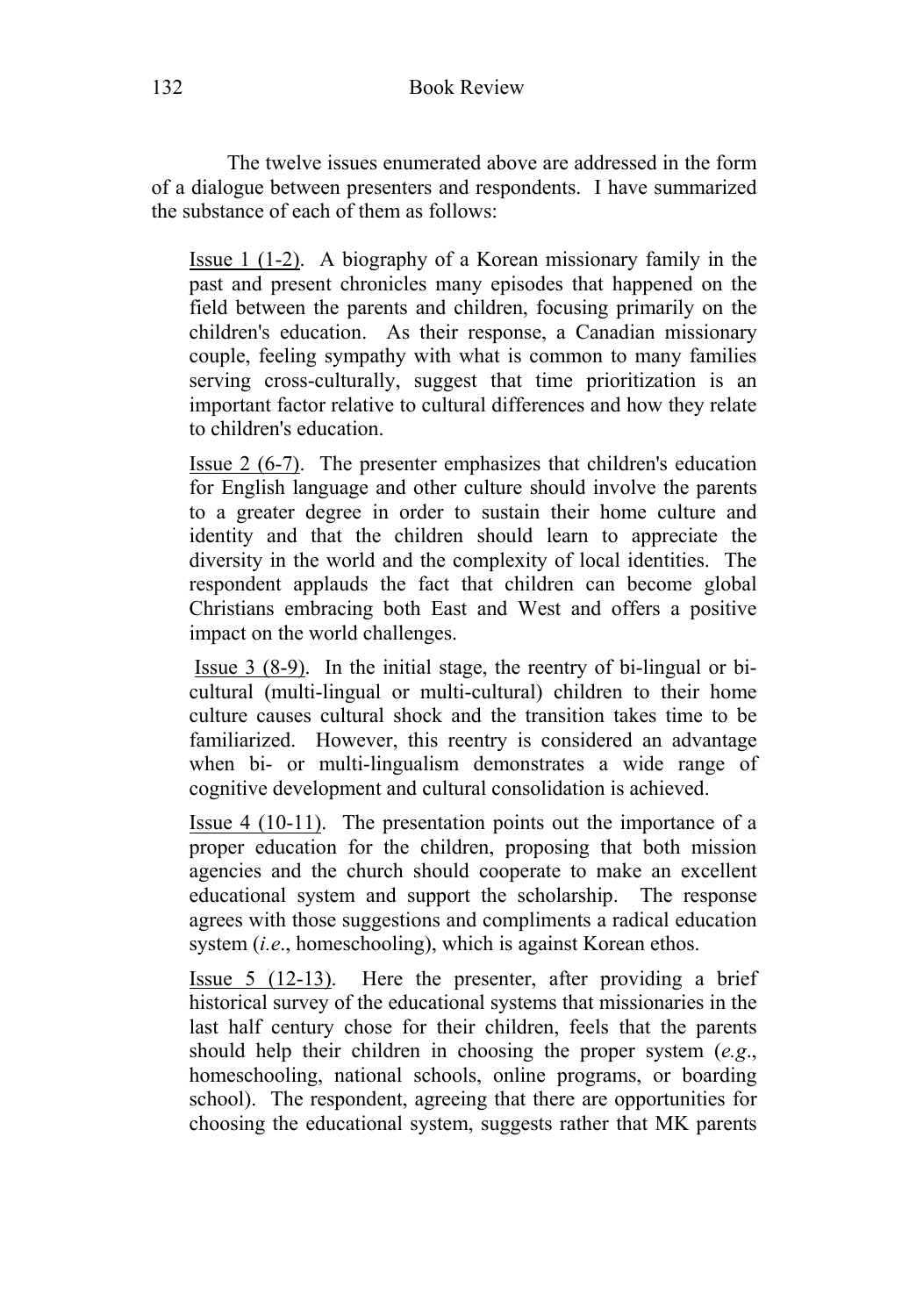The twelve issues enumerated above are addressed in the form of a dialogue between presenters and respondents. I have summarized the substance of each of them as follows:

Issue 1 (1-2). A biography of a Korean missionary family in the past and present chronicles many episodes that happened on the field between the parents and children, focusing primarily on the children's education. As their response, a Canadian missionary couple, feeling sympathy with what is common to many families serving cross-culturally, suggest that time prioritization is an important factor relative to cultural differences and how they relate to children's education.

Issue 2 (6-7). The presenter emphasizes that children's education for English language and other culture should involve the parents to a greater degree in order to sustain their home culture and identity and that the children should learn to appreciate the diversity in the world and the complexity of local identities. The respondent applauds the fact that children can become global Christians embracing both East and West and offers a positive impact on the world challenges.

Issue 3 (8-9). In the initial stage, the reentry of bi-lingual or bi-cultural (multi-lingual or multi-cultural) children to their home culture causes cultural shock and the transition takes time to be familiarized. However, this reentry is considered an advantage when bi- or multi-lingualism demonstrates a wide range of cognitive development and cultural consolidation is achieved.

Issue 4 (10-11). The presentation points out the importance of a proper education for the children, proposing that both mission agencies and the church should cooperate to make an excellent educational system and support the scholarship. The response agrees with those suggestions and compliments a radical education system (*i.e*., homeschooling), which is against Korean ethos.

Issue 5 (12-13). Here the presenter, after providing a brief historical survey of the educational systems that missionaries in the last half century chose for their children, feels that the parents should help their children in choosing the proper system (*e.g*., homeschooling, national schools, online programs, or boarding school). The respondent, agreeing that there are opportunities for choosing the educational system, suggests rather that MK parents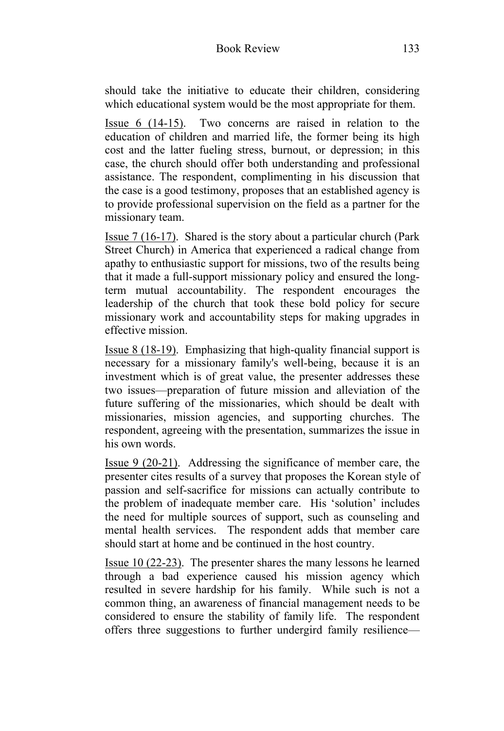should take the initiative to educate their children, considering which educational system would be the most appropriate for them.

<u>Issue 6 (14-15)</u>. Two concerns are raised in relation to the education of children and married life, the former being its high cost and the latter fueling stress, burnout, or depression; in this case, the church should offer both understanding and professional assistance. The respondent, complimenting in his discussion that the case is a good testimony, proposes that an established agency is to provide professional supervision on the field as a partner for the missionary team.

<u>Issue 7 (16-17)</u>. Shared is the story about a particular church (Park Street Church) in America that experienced a radical change from apathy to enthusiastic support for missions, two of the results being that it made a full-support missionary policy and ensured the long-term mutual accountability. The respondent encourages the leadership of the church that took these bold policy for secure missionary work and accountability steps for making upgrades in effective mission.

<u>Issue 8 (18-19)</u>. Emphasizing that high-quality financial support is necessary for a missionary family's well-being, because it is an investment which is of great value, the presenter addresses these two issues—preparation of future mission and alleviation of the future suffering of the missionaries, which should be dealt with missionaries, mission agencies, and supporting churches. The respondent, agreeing with the presentation, summarizes the issue in his own words.

<u>Issue 9 (20-21)</u>. Addressing the significance of member care, the presenter cites results of a survey that proposes the Korean style of passion and self-sacrifice for missions can actually contribute to the problem of inadequate member care. His 'solution' includes the need for multiple sources of support, such as counseling and mental health services. The respondent adds that member care should start at home and be continued in the host country.

<u>Issue 10 (22-23)</u>. The presenter shares the many lessons he learned through a bad experience caused his mission agency which resulted in severe hardship for his family. While such is not a common thing, an awareness of financial management needs to be considered to ensure the stability of family life. The respondent offers three suggestions to further undergird family resilience—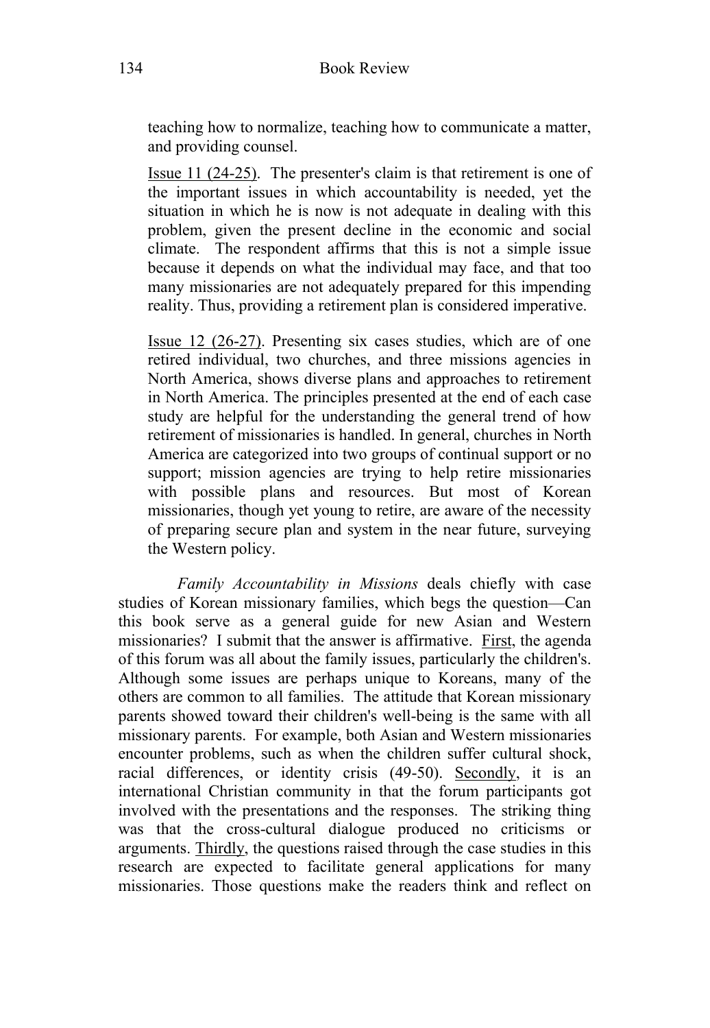teaching how to normalize, teaching how to communicate a matter, and providing counsel.

Issue 11 (24-25). The presenter's claim is that retirement is one of the important issues in which accountability is needed, yet the situation in which he is now is not adequate in dealing with this problem, given the present decline in the economic and social climate. The respondent affirms that this is not a simple issue because it depends on what the individual may face, and that too many missionaries are not adequately prepared for this impending reality. Thus, providing a retirement plan is considered imperative.

Issue 12 (26-27). Presenting six cases studies, which are of one retired individual, two churches, and three missions agencies in North America, shows diverse plans and approaches to retirement in North America. The principles presented at the end of each case study are helpful for the understanding the general trend of how retirement of missionaries is handled. In general, churches in North America are categorized into two groups of continual support or no support; mission agencies are trying to help retire missionaries with possible plans and resources. But most of Korean missionaries, though yet young to retire, are aware of the necessity of preparing secure plan and system in the near future, surveying the Western policy.

*Family Accountability in Missions* deals chiefly with case studies of Korean missionary families, which begs the question—Can this book serve as a general guide for new Asian and Western missionaries? I submit that the answer is affirmative. First, the agenda of this forum was all about the family issues, particularly the children's. Although some issues are perhaps unique to Koreans, many of the others are common to all families. The attitude that Korean missionary parents showed toward their children's well-being is the same with all missionary parents. For example, both Asian and Western missionaries encounter problems, such as when the children suffer cultural shock, racial differences, or identity crisis (49-50). Secondly, it is an international Christian community in that the forum participants got involved with the presentations and the responses. The striking thing was that the cross-cultural dialogue produced no criticisms or arguments. Thirdly, the questions raised through the case studies in this research are expected to facilitate general applications for many missionaries. Those questions make the readers think and reflect on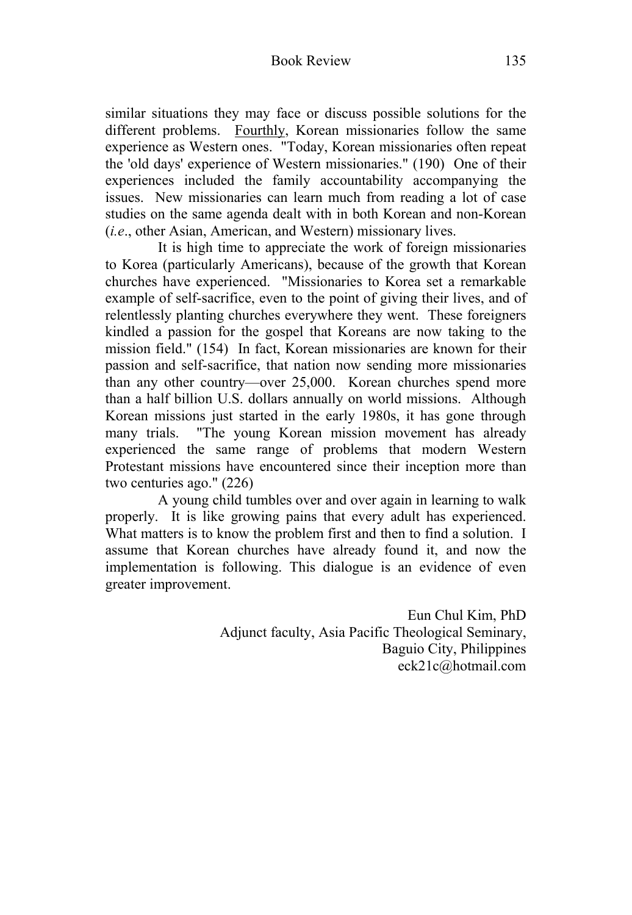similar situations they may face or discuss possible solutions for the different problems. <u>Fourthly</u>, Korean missionaries follow the same experience as Western ones. "Today, Korean missionaries often repeat the 'old days' experience of Western missionaries." (190) One of their experiences included the family accountability accompanying the issues. New missionaries can learn much from reading a lot of case studies on the same agenda dealt with in both Korean and non-Korean (*i.e*., other Asian, American, and Western) missionary lives.

It is high time to appreciate the work of foreign missionaries to Korea (particularly Americans), because of the growth that Korean churches have experienced. "Missionaries to Korea set a remarkable example of self-sacrifice, even to the point of giving their lives, and of relentlessly planting churches everywhere they went. These foreigners kindled a passion for the gospel that Koreans are now taking to the mission field." (154) In fact, Korean missionaries are known for their passion and self-sacrifice, that nation now sending more missionaries than any other country—over 25,000. Korean churches spend more than a half billion U.S. dollars annually on world missions. Although Korean missions just started in the early 1980s, it has gone through many trials. "The young Korean mission movement has already experienced the same range of problems that modern Western Protestant missions have encountered since their inception more than two centuries ago." (226)

A young child tumbles over and over again in learning to walk properly. It is like growing pains that every adult has experienced. What matters is to know the problem first and then to find a solution. I assume that Korean churches have already found it, and now the implementation is following. This dialogue is an evidence of even greater improvement.

Eun Chul Kim, PhD
Adjunct faculty, Asia Pacific Theological Seminary,
Baguio City, Philippines
eck21c@hotmail.com